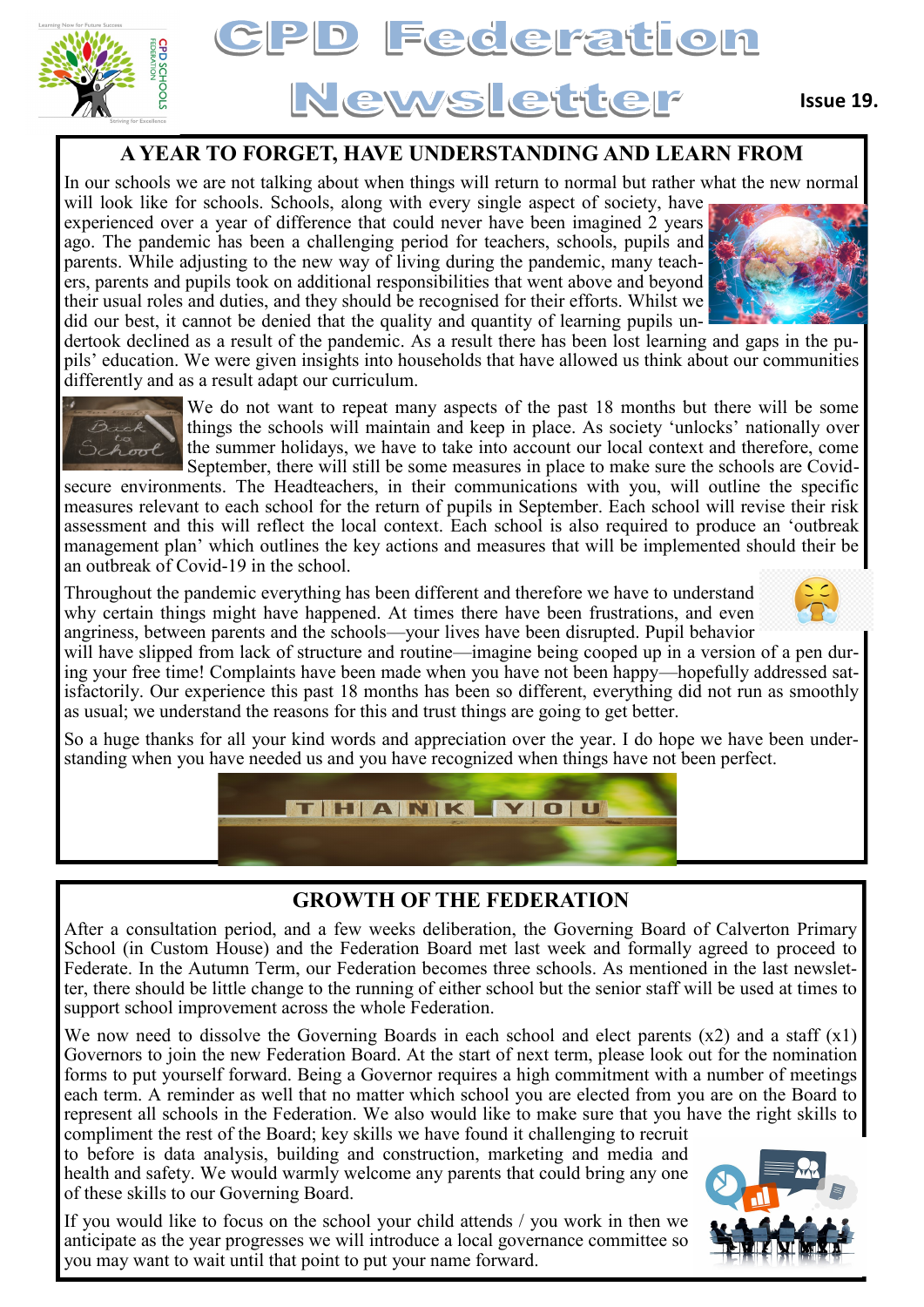# CPD Federation Newsletter

**Issue 19.**

## A YEAR TO FORGET, HAVE UNDERSTANDING AND LEARN FROM

In our schools we are not talking about when things will return to normal but rather what the new normal will look like for schools. Schools, along with every single aspect of society, have experienced over a year of difference that could never have been imagined 2 years ago. The pandemic has been a challenging period for teachers, schools, pupils and parents. While adjusting to the new way of living during the pandemic, many teachers, parents and pupils took on additional responsibilities that went above and beyond their usual roles and duties, and they should be recognised for their efforts. Whilst we did our best, it cannot be denied that the quality and quantity of learning pupils undertook declined as a result of the pandemic. As a result there has been lost learning and gaps in the pupils' education. We were given insights into households that have allowed us think about our communities differently and as a result adapt our curriculum.

We do not want to repeat many aspects of the past 18 months but there will be some things the schools will maintain and keep in place. As society 'unlocks' nationally over the summer holidays, we have to take into account our local context and therefore, come September, there will still be some measures in place to make sure the schools are Covid-secure environments. The Headteachers, in their communications with you, will outline the specific measures relevant to each school for the return of pupils in September. Each school will revise their risk assessment and this will reflect the local context. Each school is also required to produce an 'outbreak management plan' which outlines the key actions and measures that will be implemented should their be an outbreak of Covid-19 in the school.

Throughout the pandemic everything has been different and therefore we have to understand why certain things might have happened. At times there have been frustrations, and even angriness, between parents and the schools—your lives have been disrupted. Pupil behavior will have slipped from lack of structure and routine—imagine being cooped up in a version of a pen during your free time! Complaints have been made when you have not been happy—hopefully addressed satisfactorily. Our experience this past 18 months has been so different, everything did not run as smoothly as usual; we understand the reasons for this and trust things are going to get better.

So a huge thanks for all your kind words and appreciation over the year. I do hope we have been understanding when you have needed us and you have recognized when things have not been perfect.

## GROWTH OF THE FEDERATION

After a consultation period, and a few weeks deliberation, the Governing Board of Calverton Primary School (in Custom House) and the Federation Board met last week and formally agreed to proceed to Federate. In the Autumn Term, our Federation becomes three schools. As mentioned in the last newsletter, there should be little change to the running of either school but the senior staff will be used at times to support school improvement across the whole Federation.

We now need to dissolve the Governing Boards in each school and elect parents (x2) and a staff (x1) Governors to join the new Federation Board. At the start of next term, please look out for the nomination forms to put yourself forward. Being a Governor requires a high commitment with a number of meetings each term. A reminder as well that no matter which school you are elected from you are on the Board to represent all schools in the Federation. We also would like to make sure that you have the right skills to compliment the rest of the Board; key skills we have found it challenging to recruit to before is data analysis, building and construction, marketing and media and health and safety. We would warmly welcome any parents that could bring any one of these skills to our Governing Board.

If you would like to focus on the school your child attends / you work in then we anticipate as the year progresses we will introduce a local governance committee so you may want to wait until that point to put your name forward.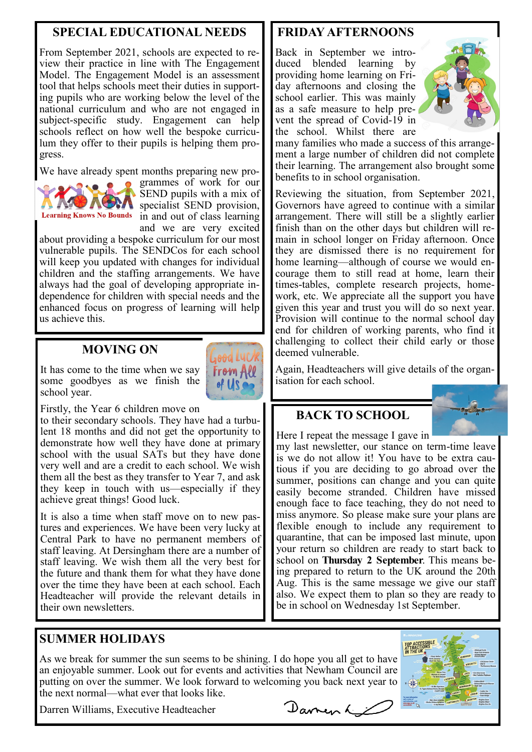## SPECIAL EDUCATIONAL NEEDS

From September 2021, schools are expected to review their practice in line with The Engagement Model. The Engagement Model is an assessment tool that helps schools meet their duties in supporting pupils who are working below the level of the national curriculum and who are not engaged in subject-specific study. Engagement can help schools reflect on how well the bespoke curriculum they offer to their pupils is helping them progress.

We have already spent months preparing new programmes of work for our SEND pupils with a mix of specialist SEND provision, in and out of class learning and we are very excited about providing a bespoke curriculum for our most vulnerable pupils. The SENDCos for each school will keep you updated with changes for individual children and the staffing arrangements. We have always had the goal of developing appropriate independence for children with special needs and the enhanced focus on progress of learning will help us achieve this.

Learning Knows No Bounds

## MOVING ON

It has come to the time when we say some goodbyes as we finish the school year.

Firstly, the Year 6 children move on to their secondary schools. They have had a turbulent 18 months and did not get the opportunity to demonstrate how well they have done at primary school with the usual SATs but they have done very well and are a credit to each school. We wish them all the best as they transfer to Year 7, and ask they keep in touch with us—especially if they achieve great things! Good luck.

It is also a time when staff move on to new pastures and experiences. We have been very lucky at Central Park to have no permanent members of staff leaving. At Dersingham there are a number of staff leaving. We wish them all the very best for the future and thank them for what they have done over the time they have been at each school. Each Headteacher will provide the relevant details in their own newsletters.

## FRIDAY AFTERNOONS

Back in September we introduced blended learning by providing home learning on Friday afternoons and closing the school earlier. This was mainly as a safe measure to help prevent the spread of Covid-19 in the school. Whilst there are many families who made a success of this arrangement a large number of children did not complete their learning. The arrangement also brought some benefits to in school organisation.

Reviewing the situation, from September 2021, Governors have agreed to continue with a similar arrangement. There will still be a slightly earlier finish than on the other days but children will remain in school longer on Friday afternoon. Once they are dismissed there is no requirement for home learning—although of course we would encourage them to still read at home, learn their times-tables, complete research projects, homework, etc. We appreciate all the support you have given this year and trust you will do so next year. Provision will continue to the normal school day end for children of working parents, who find it challenging to collect their child early or those deemed vulnerable.

Again, Headteachers will give details of the organisation for each school.

## BACK TO SCHOOL

Here I repeat the message I gave in my last newsletter, our stance on term-time leave is we do not allow it! You have to be extra cautious if you are deciding to go abroad over the summer, positions can change and you can quite easily become stranded. Children have missed enough face to face teaching, they do not need to miss anymore. So please make sure your plans are flexible enough to include any requirement to quarantine, that can be imposed last minute, upon your return so children are ready to start back to school on **Thursday 2 September**. This means being prepared to return to the UK around the 20th Aug. This is the same message we give our staff also. We expect them to plan so they are ready to be in school on Wednesday 1st September.

## SUMMER HOLIDAYS

As we break for summer the sun seems to be shining. I do hope you all get to have an enjoyable summer. Look out for events and activities that Newham Council are putting on over the summer. We look forward to welcoming you back next year to the next normal—what ever that looks like.

Darren Williams, Executive Headteacher